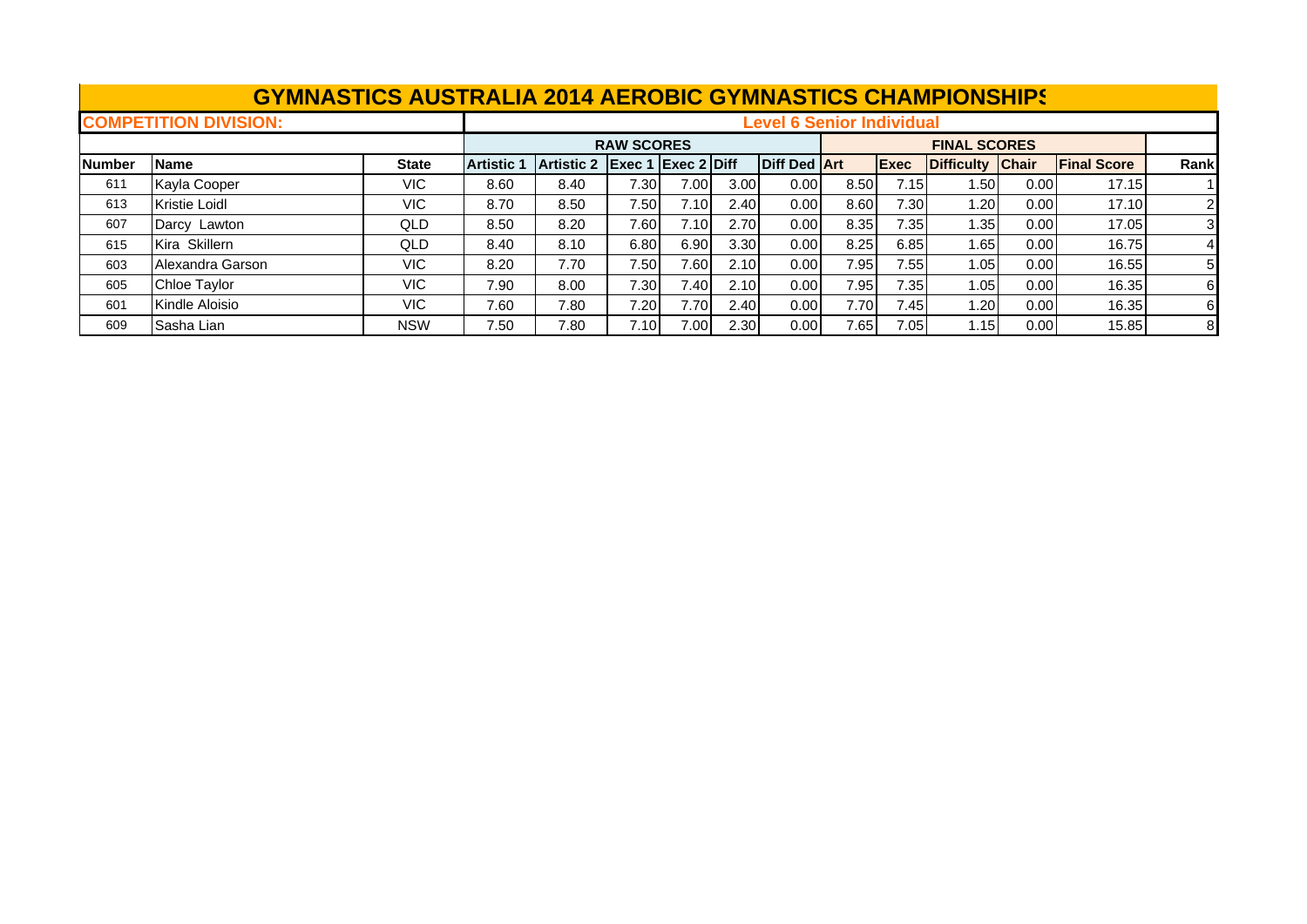# GYMNASTICS AUSTRALIA 2014 AEROBIC GYMNASTICS CHAMPIONSHIPS

**COMPETITION DIVISION:** **Level 6 Senior Individual**

| | | | RAW SCORES | | | | | | FINAL SCORES | | | | | |
|---|---|---|---|---|---|---|---|---|---|---|---|---|---|---|
| **Number** | **Name** | **State** | **Artistic 1** | **Artistic 2** | **Exec 1** | **Exec 2** | **Diff** | **Diff Ded** | **Art** | **Exec** | **Difficulty** | **Chair** | **Final Score** | **Rank** |
| 611 | Kayla Cooper | VIC | 8.60 | 8.40 | 7.30 | 7.00 | 3.00 | 0.00 | 8.50 | 7.15 | 1.50 | 0.00 | 17.15 | 1 |
| 613 | Kristie Loidl | VIC | 8.70 | 8.50 | 7.50 | 7.10 | 2.40 | 0.00 | 8.60 | 7.30 | 1.20 | 0.00 | 17.10 | 2 |
| 607 | Darcy Lawton | QLD | 8.50 | 8.20 | 7.60 | 7.10 | 2.70 | 0.00 | 8.35 | 7.35 | 1.35 | 0.00 | 17.05 | 3 |
| 615 | Kira Skillern | QLD | 8.40 | 8.10 | 6.80 | 6.90 | 3.30 | 0.00 | 8.25 | 6.85 | 1.65 | 0.00 | 16.75 | 4 |
| 603 | Alexandra Garson | VIC | 8.20 | 7.70 | 7.50 | 7.60 | 2.10 | 0.00 | 7.95 | 7.55 | 1.05 | 0.00 | 16.55 | 5 |
| 605 | Chloe Taylor | VIC | 7.90 | 8.00 | 7.30 | 7.40 | 2.10 | 0.00 | 7.95 | 7.35 | 1.05 | 0.00 | 16.35 | 6 |
| 601 | Kindle Aloisio | VIC | 7.60 | 7.80 | 7.20 | 7.70 | 2.40 | 0.00 | 7.70 | 7.45 | 1.20 | 0.00 | 16.35 | 6 |
| 609 | Sasha Lian | NSW | 7.50 | 7.80 | 7.10 | 7.00 | 2.30 | 0.00 | 7.65 | 7.05 | 1.15 | 0.00 | 15.85 | 8 |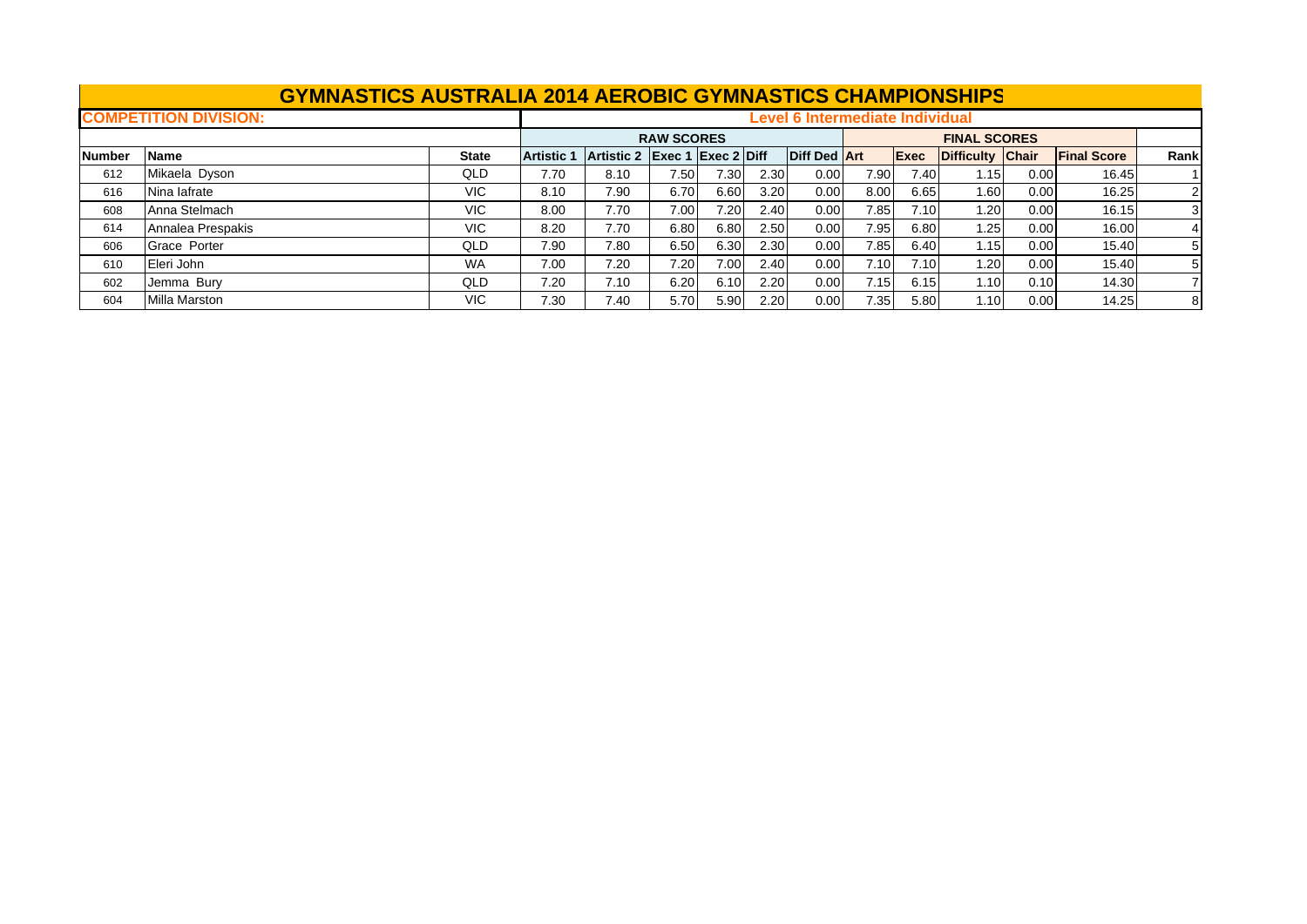# GYMNASTICS AUSTRALIA 2014 AEROBIC GYMNASTICS CHAMPIONSHIPS

**COMPETITION DIVISION:** Level 6 Intermediate Individual

| | | | RAW SCORES | | | | | | FINAL SCORES | | | | | | |
|---|---|---|---|---|---|---|---|---|---|---|---|---|---|---|---|
| **Number** | **Name** | **State** | **Artistic 1** | **Artistic 2** | **Exec 1** | **Exec 2** | **Diff** | **Diff Ded** | **Art** | **Exec** | **Difficulty** | **Chair** | **Final Score** | **Rank** |
| 612 | Mikaela Dyson | QLD | 7.70 | 8.10 | 7.50 | 7.30 | 2.30 | 0.00 | 7.90 | 7.40 | 1.15 | 0.00 | 16.45 | 1 |
| 616 | Nina Iafrate | VIC | 8.10 | 7.90 | 6.70 | 6.60 | 3.20 | 0.00 | 8.00 | 6.65 | 1.60 | 0.00 | 16.25 | 2 |
| 608 | Anna Stelmach | VIC | 8.00 | 7.70 | 7.00 | 7.20 | 2.40 | 0.00 | 7.85 | 7.10 | 1.20 | 0.00 | 16.15 | 3 |
| 614 | Annalea Prespakis | VIC | 8.20 | 7.70 | 6.80 | 6.80 | 2.50 | 0.00 | 7.95 | 6.80 | 1.25 | 0.00 | 16.00 | 4 |
| 606 | Grace Porter | QLD | 7.90 | 7.80 | 6.50 | 6.30 | 2.30 | 0.00 | 7.85 | 6.40 | 1.15 | 0.00 | 15.40 | 5 |
| 610 | Eleri John | WA | 7.00 | 7.20 | 7.20 | 7.00 | 2.40 | 0.00 | 7.10 | 7.10 | 1.20 | 0.00 | 15.40 | 5 |
| 602 | Jemma Bury | QLD | 7.20 | 7.10 | 6.20 | 6.10 | 2.20 | 0.00 | 7.15 | 6.15 | 1.10 | 0.10 | 14.30 | 7 |
| 604 | Milla Marston | VIC | 7.30 | 7.40 | 5.70 | 5.90 | 2.20 | 0.00 | 7.35 | 5.80 | 1.10 | 0.00 | 14.25 | 8 |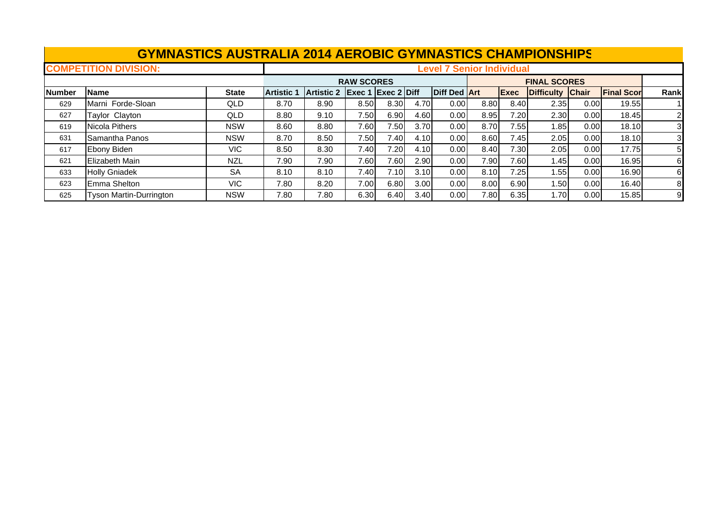# GYMNASTICS AUSTRALIA 2014 AEROBIC GYMNASTICS CHAMPIONSHIPS

**COMPETITION DIVISION:** Level 7 Senior Individual

| | | | RAW SCORES | | | | | | FINAL SCORES | | | | | |
|---|---|---|---|---|---|---|---|---|---|---|---|---|---|---|
| **Number** | **Name** | **State** | **Artistic 1** | **Artistic 2** | **Exec 1** | **Exec 2** | **Diff** | **Diff Ded** | **Art** | **Exec** | **Difficulty** | **Chair** | **Final Scor** | **Rank** |
| 629 | Marni Forde-Sloan | QLD | 8.70 | 8.90 | 8.50 | 8.30 | 4.70 | 0.00 | 8.80 | 8.40 | 2.35 | 0.00 | 19.55 | 1 |
| 627 | Taylor Clayton | QLD | 8.80 | 9.10 | 7.50 | 6.90 | 4.60 | 0.00 | 8.95 | 7.20 | 2.30 | 0.00 | 18.45 | 2 |
| 619 | Nicola Pithers | NSW | 8.60 | 8.80 | 7.60 | 7.50 | 3.70 | 0.00 | 8.70 | 7.55 | 1.85 | 0.00 | 18.10 | 3 |
| 631 | Samantha Panos | NSW | 8.70 | 8.50 | 7.50 | 7.40 | 4.10 | 0.00 | 8.60 | 7.45 | 2.05 | 0.00 | 18.10 | 3 |
| 617 | Ebony Biden | VIC | 8.50 | 8.30 | 7.40 | 7.20 | 4.10 | 0.00 | 8.40 | 7.30 | 2.05 | 0.00 | 17.75 | 5 |
| 621 | Elizabeth Main | NZL | 7.90 | 7.90 | 7.60 | 7.60 | 2.90 | 0.00 | 7.90 | 7.60 | 1.45 | 0.00 | 16.95 | 6 |
| 633 | Holly Gniadek | SA | 8.10 | 8.10 | 7.40 | 7.10 | 3.10 | 0.00 | 8.10 | 7.25 | 1.55 | 0.00 | 16.90 | 6 |
| 623 | Emma Shelton | VIC | 7.80 | 8.20 | 7.00 | 6.80 | 3.00 | 0.00 | 8.00 | 6.90 | 1.50 | 0.00 | 16.40 | 8 |
| 625 | Tyson Martin-Durrington | NSW | 7.80 | 7.80 | 6.30 | 6.40 | 3.40 | 0.00 | 7.80 | 6.35 | 1.70 | 0.00 | 15.85 | 9 |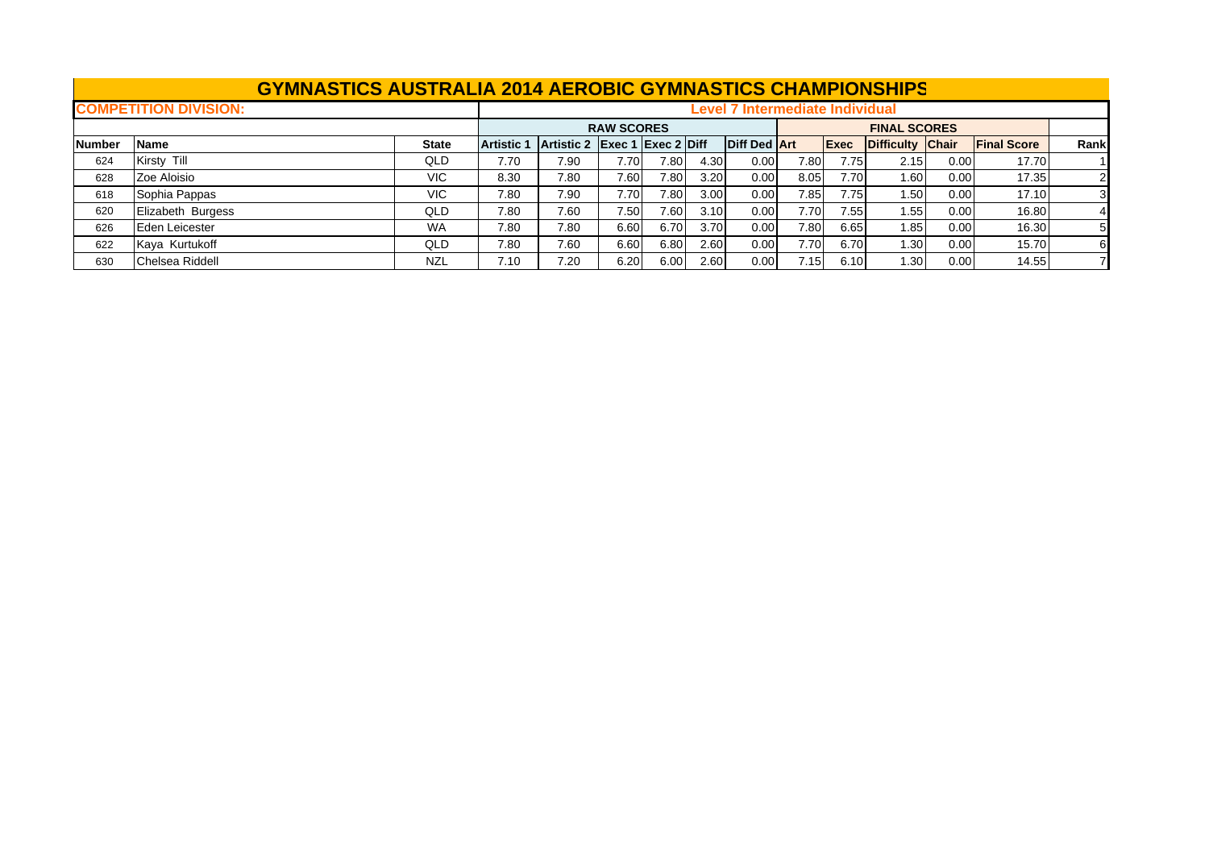# GYMNASTICS AUSTRALIA 2014 AEROBIC GYMNASTICS CHAMPIONSHIPS

**COMPETITION DIVISION:** **Level 7 Intermediate Individual**

| | | | RAW SCORES | | | | | | FINAL SCORES | | | | | | |
|---|---|---|---|---|---|---|---|---|---|---|---|---|---|---|---|
| **Number** | **Name** | **State** | **Artistic 1** | **Artistic 2** | **Exec 1** | **Exec 2** | **Diff** | **Diff Ded** | **Art** | **Exec** | **Difficulty** | **Chair** | **Final Score** | **Rank** |
| 624 | Kirsty Till | QLD | 7.70 | 7.90 | 7.70 | 7.80 | 4.30 | 0.00 | 7.80 | 7.75 | 2.15 | 0.00 | 17.70 | 1 |
| 628 | Zoe Aloisio | VIC | 8.30 | 7.80 | 7.60 | 7.80 | 3.20 | 0.00 | 8.05 | 7.70 | 1.60 | 0.00 | 17.35 | 2 |
| 618 | Sophia Pappas | VIC | 7.80 | 7.90 | 7.70 | 7.80 | 3.00 | 0.00 | 7.85 | 7.75 | 1.50 | 0.00 | 17.10 | 3 |
| 620 | Elizabeth Burgess | QLD | 7.80 | 7.60 | 7.50 | 7.60 | 3.10 | 0.00 | 7.70 | 7.55 | 1.55 | 0.00 | 16.80 | 4 |
| 626 | Eden Leicester | WA | 7.80 | 7.80 | 6.60 | 6.70 | 3.70 | 0.00 | 7.80 | 6.65 | 1.85 | 0.00 | 16.30 | 5 |
| 622 | Kaya Kurtukoff | QLD | 7.80 | 7.60 | 6.60 | 6.80 | 2.60 | 0.00 | 7.70 | 6.70 | 1.30 | 0.00 | 15.70 | 6 |
| 630 | Chelsea Riddell | NZL | 7.10 | 7.20 | 6.20 | 6.00 | 2.60 | 0.00 | 7.15 | 6.10 | 1.30 | 0.00 | 14.55 | 7 |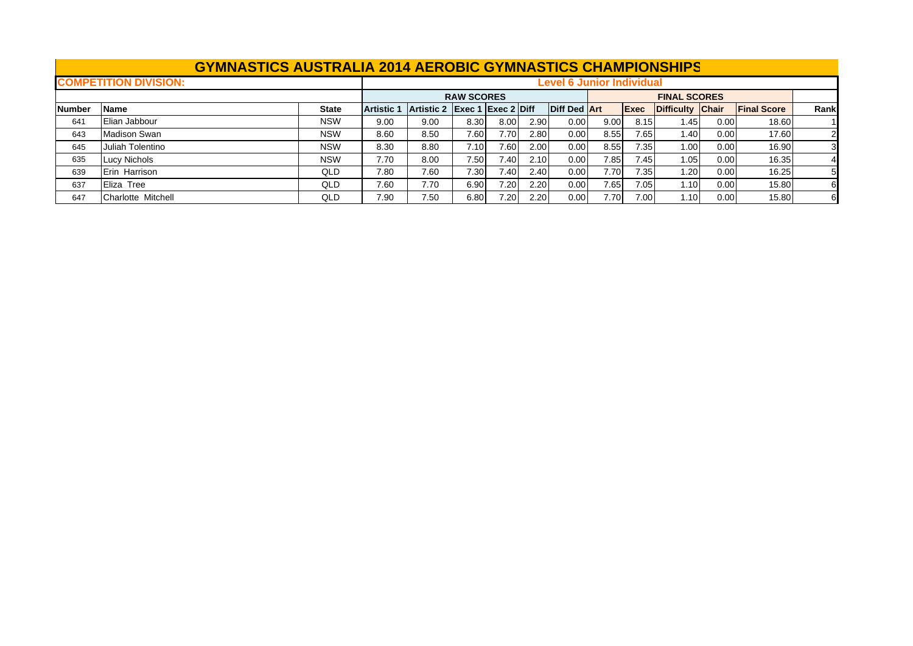# GYMNASTICS AUSTRALIA 2014 AEROBIC GYMNASTICS CHAMPIONSHIPS

**COMPETITION DIVISION:** **Level 6 Junior Individual**

| | | | RAW SCORES | | | | | | | FINAL SCORES | | | | | |
|---|---|---|---|---|---|---|---|---|---|---|---|---|---|---|---|
| Number | Name | State | Artistic 1 | Artistic 2 | Exec 1 | Exec 2 | Diff | Diff Ded | Art | Exec | Difficulty | Chair | Final Score | Rank |
| 641 | Elian Jabbour | NSW | 9.00 | 9.00 | 8.30 | 8.00 | 2.90 | 0.00 | 9.00 | 8.15 | 1.45 | 0.00 | 18.60 | 1 |
| 643 | Madison Swan | NSW | 8.60 | 8.50 | 7.60 | 7.70 | 2.80 | 0.00 | 8.55 | 7.65 | 1.40 | 0.00 | 17.60 | 2 |
| 645 | Juliah Tolentino | NSW | 8.30 | 8.80 | 7.10 | 7.60 | 2.00 | 0.00 | 8.55 | 7.35 | 1.00 | 0.00 | 16.90 | 3 |
| 635 | Lucy Nichols | NSW | 7.70 | 8.00 | 7.50 | 7.40 | 2.10 | 0.00 | 7.85 | 7.45 | 1.05 | 0.00 | 16.35 | 4 |
| 639 | Erin Harrison | QLD | 7.80 | 7.60 | 7.30 | 7.40 | 2.40 | 0.00 | 7.70 | 7.35 | 1.20 | 0.00 | 16.25 | 5 |
| 637 | Eliza Tree | QLD | 7.60 | 7.70 | 6.90 | 7.20 | 2.20 | 0.00 | 7.65 | 7.05 | 1.10 | 0.00 | 15.80 | 6 |
| 647 | Charlotte Mitchell | QLD | 7.90 | 7.50 | 6.80 | 7.20 | 2.20 | 0.00 | 7.70 | 7.00 | 1.10 | 0.00 | 15.80 | 6 |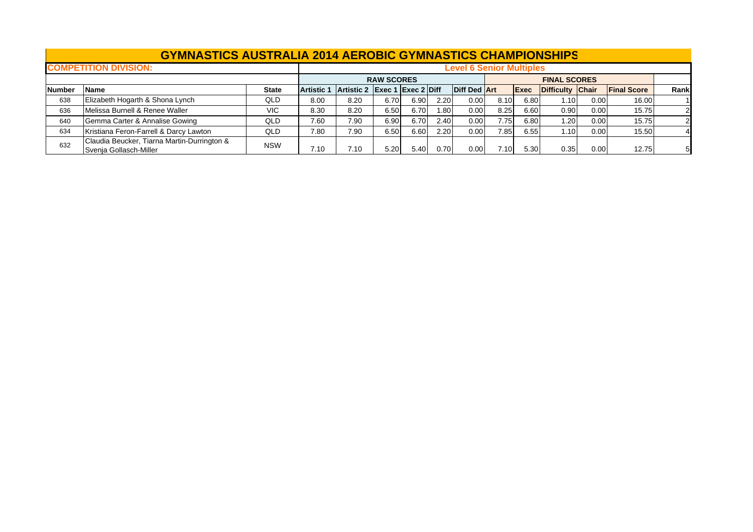# GYMNASTICS AUSTRALIA 2014 AEROBIC GYMNASTICS CHAMPIONSHIPS

**COMPETITION DIVISION:** **Level 6 Senior Multiples**

| | | | RAW SCORES | | | | | | FINAL SCORES | | | | | | |
|---|---|---|---|---|---|---|---|---|---|---|---|---|---|---|---|
| **Number** | **Name** | **State** | **Artistic 1** | **Artistic 2** | **Exec 1** | **Exec 2** | **Diff** | **Diff Ded** | **Art** | **Exec** | **Difficulty** | **Chair** | **Final Score** | **Rank** |
| 638 | Elizabeth Hogarth & Shona Lynch | QLD | 8.00 | 8.20 | 6.70 | 6.90 | 2.20 | 0.00 | 8.10 | 6.80 | 1.10 | 0.00 | 16.00 | 1 |
| 636 | Melissa Burnell & Renee Waller | VIC | 8.30 | 8.20 | 6.50 | 6.70 | 1.80 | 0.00 | 8.25 | 6.60 | 0.90 | 0.00 | 15.75 | 2 |
| 640 | Gemma Carter & Annalise Gowing | QLD | 7.60 | 7.90 | 6.90 | 6.70 | 2.40 | 0.00 | 7.75 | 6.80 | 1.20 | 0.00 | 15.75 | 2 |
| 634 | Kristiana Feron-Farrell & Darcy Lawton | QLD | 7.80 | 7.90 | 6.50 | 6.60 | 2.20 | 0.00 | 7.85 | 6.55 | 1.10 | 0.00 | 15.50 | 4 |
| 632 | Claudia Beucker, Tiarna Martin-Durrington & Svenja Gollasch-Miller | NSW | 7.10 | 7.10 | 5.20 | 5.40 | 0.70 | 0.00 | 7.10 | 5.30 | 0.35 | 0.00 | 12.75 | 5 |